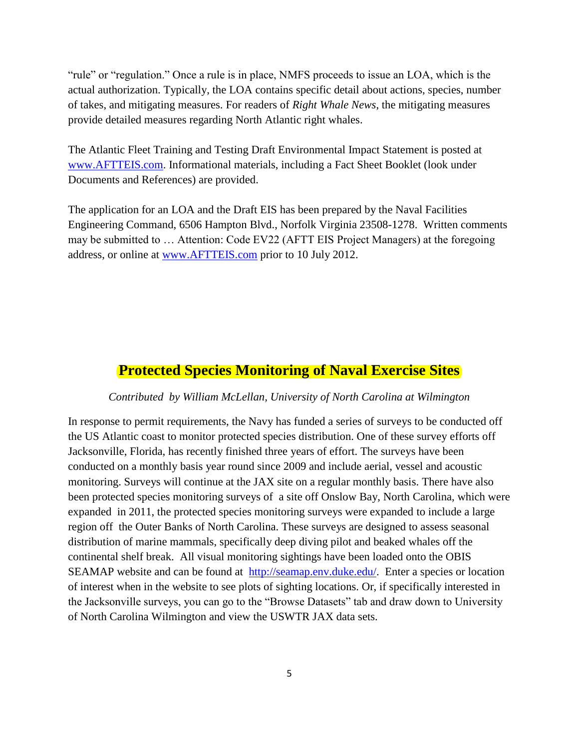"rule" or "regulation." Once a rule is in place, NMFS proceeds to issue an LOA, which is the actual authorization. Typically, the LOA contains specific detail about actions, species, number of takes, and mitigating measures. For readers of *Right Whale News*, the mitigating measures provide detailed measures regarding North Atlantic right whales.

The Atlantic Fleet Training and Testing Draft Environmental Impact Statement is posted at www.AFTTEIS.com. Informational materials, including a Fact Sheet Booklet (look under Documents and References) are provided.

The application for an LOA and the Draft EIS has been prepared by the Naval Facilities Engineering Command, 6506 Hampton Blvd., Norfolk Virginia 23508-1278. Written comments may be submitted to … Attention: Code EV22 (AFTT EIS Project Managers) at the foregoing address, or online at www.AFTTEIS.com prior to 10 July 2012.

## Protected Species Monitoring of Naval Exercise Sites

*Contributed by William McLellan, University of North Carolina at Wilmington*

In response to permit requirements, the Navy has funded a series of surveys to be conducted off the US Atlantic coast to monitor protected species distribution. One of these survey efforts off Jacksonville, Florida, has recently finished three years of effort. The surveys have been conducted on a monthly basis year round since 2009 and include aerial, vessel and acoustic monitoring. Surveys will continue at the JAX site on a regular monthly basis. There have also been protected species monitoring surveys of a site off Onslow Bay, North Carolina, which were expanded in 2011, the protected species monitoring surveys were expanded to include a large region off the Outer Banks of North Carolina. These surveys are designed to assess seasonal distribution of marine mammals, specifically deep diving pilot and beaked whales off the continental shelf break. All visual monitoring sightings have been loaded onto the OBIS SEAMAP website and can be found at http://seamap.env.duke.edu/. Enter a species or location of interest when in the website to see plots of sighting locations. Or, if specifically interested in the Jacksonville surveys, you can go to the "Browse Datasets" tab and draw down to University of North Carolina Wilmington and view the USWTR JAX data sets.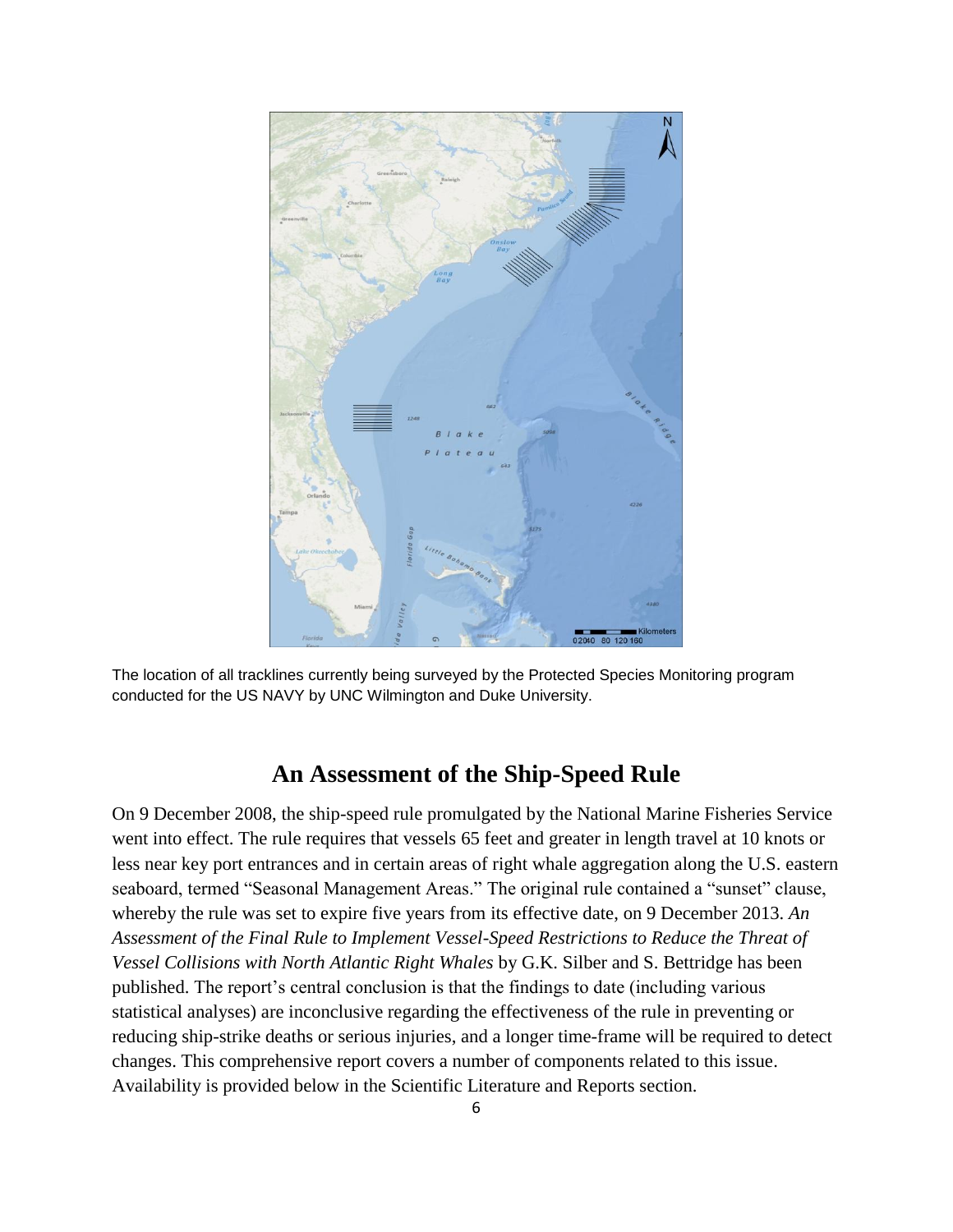The location of all tracklines currently being surveyed by the Protected Species Monitoring program conducted for the US NAVY by UNC Wilmington and Duke University.

## An Assessment of the Ship-Speed Rule

On 9 December 2008, the ship-speed rule promulgated by the National Marine Fisheries Service went into effect. The rule requires that vessels 65 feet and greater in length travel at 10 knots or less near key port entrances and in certain areas of right whale aggregation along the U.S. eastern seaboard, termed "Seasonal Management Areas." The original rule contained a "sunset" clause, whereby the rule was set to expire five years from its effective date, on 9 December 2013. *An Assessment of the Final Rule to Implement Vessel-Speed Restrictions to Reduce the Threat of Vessel Collisions with North Atlantic Right Whales* by G.K. Silber and S. Bettridge has been published. The report's central conclusion is that the findings to date (including various statistical analyses) are inconclusive regarding the effectiveness of the rule in preventing or reducing ship-strike deaths or serious injuries, and a longer time-frame will be required to detect changes. This comprehensive report covers a number of components related to this issue. Availability is provided below in the Scientific Literature and Reports section.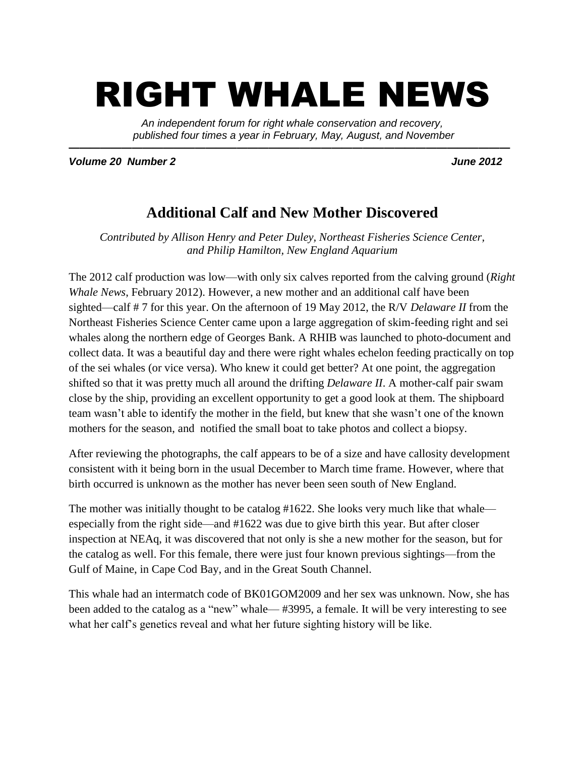# RIGHT WHALE NEWS

*An independent forum for right whale conservation and recovery, published four times a year in February, May, August, and November*

***Volume 20 Number 2*** ***June 2012***

## Additional Calf and New Mother Discovered

*Contributed by Allison Henry and Peter Duley, Northeast Fisheries Science Center, and Philip Hamilton, New England Aquarium*

The 2012 calf production was low—with only six calves reported from the calving ground (*Right Whale News*, February 2012). However, a new mother and an additional calf have been sighted—calf # 7 for this year. On the afternoon of 19 May 2012, the R/V *Delaware II* from the Northeast Fisheries Science Center came upon a large aggregation of skim-feeding right and sei whales along the northern edge of Georges Bank. A RHIB was launched to photo-document and collect data. It was a beautiful day and there were right whales echelon feeding practically on top of the sei whales (or vice versa). Who knew it could get better? At one point, the aggregation shifted so that it was pretty much all around the drifting *Delaware II*. A mother-calf pair swam close by the ship, providing an excellent opportunity to get a good look at them. The shipboard team wasn't able to identify the mother in the field, but knew that she wasn't one of the known mothers for the season, and notified the small boat to take photos and collect a biopsy.

After reviewing the photographs, the calf appears to be of a size and have callosity development consistent with it being born in the usual December to March time frame. However, where that birth occurred is unknown as the mother has never been seen south of New England.

The mother was initially thought to be catalog #1622. She looks very much like that whale—especially from the right side—and #1622 was due to give birth this year. But after closer inspection at NEAq, it was discovered that not only is she a new mother for the season, but for the catalog as well. For this female, there were just four known previous sightings—from the Gulf of Maine, in Cape Cod Bay, and in the Great South Channel.

This whale had an intermatch code of BK01GOM2009 and her sex was unknown. Now, she has been added to the catalog as a "new" whale— #3995, a female. It will be very interesting to see what her calf's genetics reveal and what her future sighting history will be like.